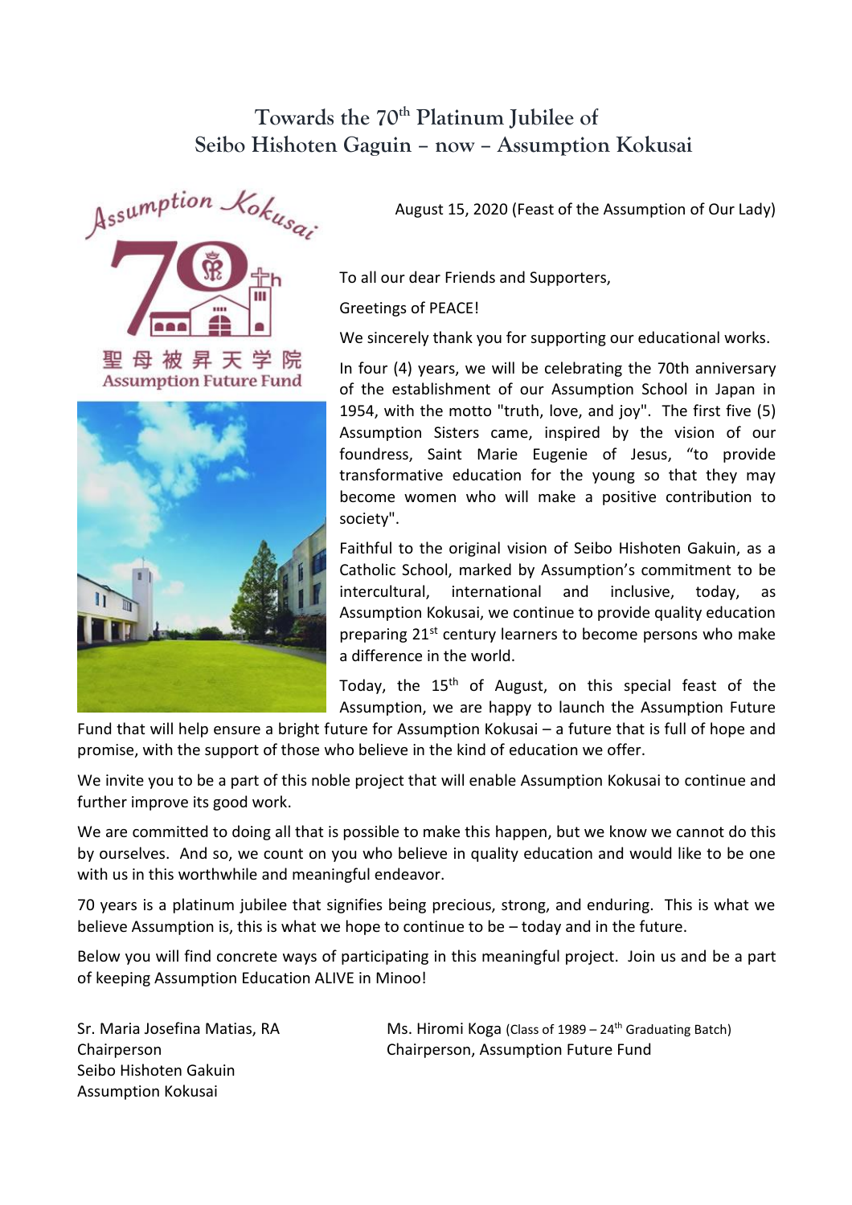# Towards the 70th Platinum Jubilee of Seibo Hishoten Gaguin – now – Assumption Kokusai

Assumption Kokusai

70th

聖母被昇天学院

Assumption Future Fund

August 15, 2020 (Feast of the Assumption of Our Lady)

To all our dear Friends and Supporters,

Greetings of PEACE!

We sincerely thank you for supporting our educational works.

In four (4) years, we will be celebrating the 70th anniversary of the establishment of our Assumption School in Japan in 1954, with the motto "truth, love, and joy". The first five (5) Assumption Sisters came, inspired by the vision of our foundress, Saint Marie Eugenie of Jesus, "to provide transformative education for the young so that they may become women who will make a positive contribution to society".

Faithful to the original vision of Seibo Hishoten Gakuin, as a Catholic School, marked by Assumption's commitment to be intercultural, international and inclusive, today, as Assumption Kokusai, we continue to provide quality education preparing 21st century learners to become persons who make a difference in the world.

Today, the 15th of August, on this special feast of the Assumption, we are happy to launch the Assumption Future Fund that will help ensure a bright future for Assumption Kokusai – a future that is full of hope and promise, with the support of those who believe in the kind of education we offer.

We invite you to be a part of this noble project that will enable Assumption Kokusai to continue and further improve its good work.

We are committed to doing all that is possible to make this happen, but we know we cannot do this by ourselves. And so, we count on you who believe in quality education and would like to be one with us in this worthwhile and meaningful endeavor.

70 years is a platinum jubilee that signifies being precious, strong, and enduring. This is what we believe Assumption is, this is what we hope to continue to be – today and in the future.

Below you will find concrete ways of participating in this meaningful project. Join us and be a part of keeping Assumption Education ALIVE in Minoo!

Sr. Maria Josefina Matias, RA
Chairperson
Seibo Hishoten Gakuin
Assumption Kokusai

Ms. Hiromi Koga (Class of 1989 – 24th Graduating Batch)
Chairperson, Assumption Future Fund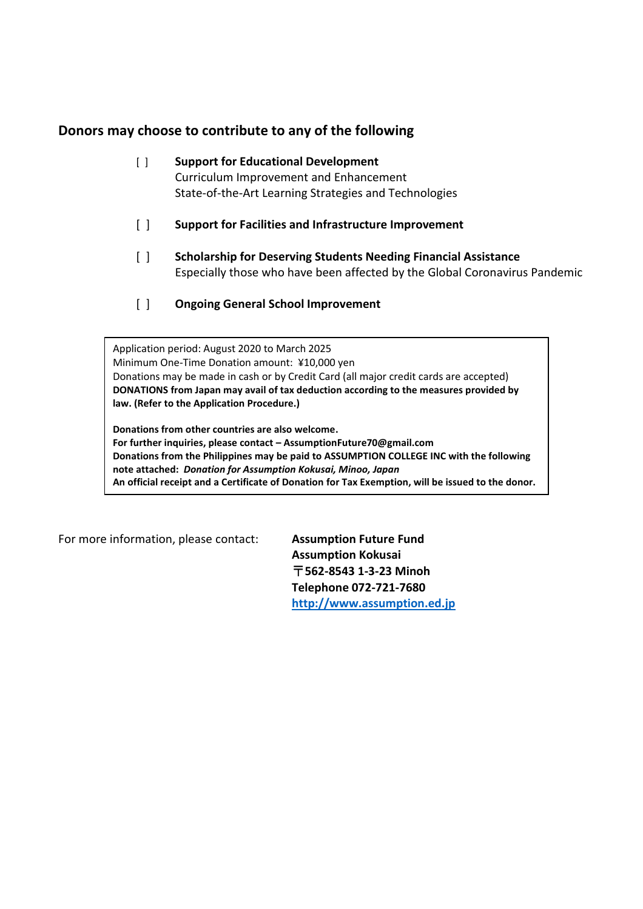## Donors may choose to contribute to any of the following

[ ] **Support for Educational Development**
Curriculum Improvement and Enhancement
State-of-the-Art Learning Strategies and Technologies

[ ] **Support for Facilities and Infrastructure Improvement**

[ ] **Scholarship for Deserving Students Needing Financial Assistance**
Especially those who have been affected by the Global Coronavirus Pandemic

[ ] **Ongoing General School Improvement**

Application period: August 2020 to March 2025
Minimum One-Time Donation amount: ¥10,000 yen
Donations may be made in cash or by Credit Card (all major credit cards are accepted)
**DONATIONS from Japan may avail of tax deduction according to the measures provided by law. (Refer to the Application Procedure.)**

**Donations from other countries are also welcome.**
**For further inquiries, please contact – AssumptionFuture70@gmail.com**
**Donations from the Philippines may be paid to ASSUMPTION COLLEGE INC with the following note attached:** ***Donation for Assumption Kokusai, Minoo, Japan***
**An official receipt and a Certificate of Donation for Tax Exemption, will be issued to the donor.**

For more information, please contact:

**Assumption Future Fund**
**Assumption Kokusai**
**〒562-8543 1-3-23 Minoh**
**Telephone 072-721-7680**
**http://www.assumption.ed.jp**